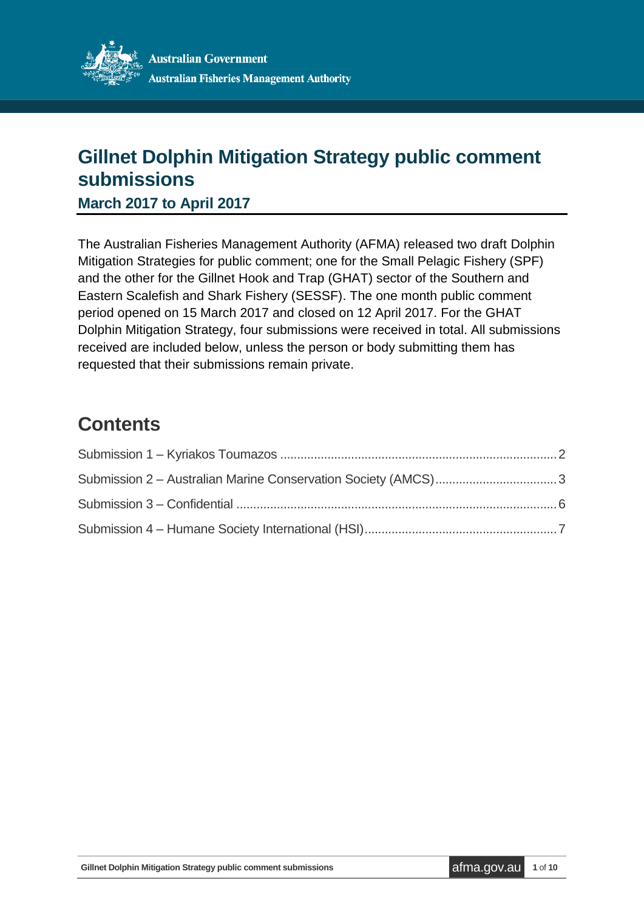Australian Government

Australian Fisheries Management Authority

# Gillnet Dolphin Mitigation Strategy public comment submissions

### March 2017 to April 2017

The Australian Fisheries Management Authority (AFMA) released two draft Dolphin Mitigation Strategies for public comment; one for the Small Pelagic Fishery (SPF) and the other for the Gillnet Hook and Trap (GHAT) sector of the Southern and Eastern Scalefish and Shark Fishery (SESSF). The one month public comment period opened on 15 March 2017 and closed on 12 April 2017. For the GHAT Dolphin Mitigation Strategy, four submissions were received in total. All submissions received are included below, unless the person or body submitting them has requested that their submissions remain private.

## Contents

Submission 1 – Kyriakos Toumazos ..... 2

Submission 2 – Australian Marine Conservation Society (AMCS) ..... 3

Submission 3 – Confidential ..... 6

Submission 4 – Humane Society International (HSI) ..... 7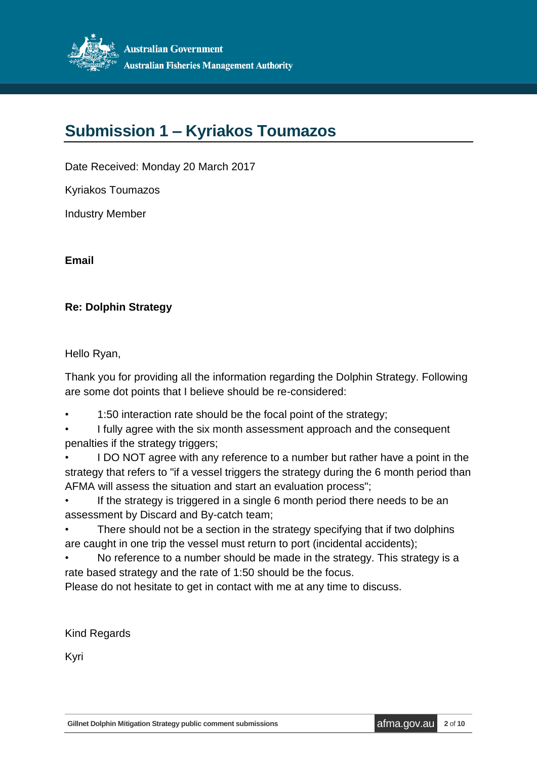# Submission 1 – Kyriakos Toumazos

Date Received: Monday 20 March 2017

Kyriakos Toumazos

Industry Member

**Email**

**Re: Dolphin Strategy**

Hello Ryan,

Thank you for providing all the information regarding the Dolphin Strategy. Following are some dot points that I believe should be re-considered:

- 1:50 interaction rate should be the focal point of the strategy;
- I fully agree with the six month assessment approach and the consequent penalties if the strategy triggers;
- I DO NOT agree with any reference to a number but rather have a point in the strategy that refers to "if a vessel triggers the strategy during the 6 month period than AFMA will assess the situation and start an evaluation process";
- If the strategy is triggered in a single 6 month period there needs to be an assessment by Discard and By-catch team;
- There should not be a section in the strategy specifying that if two dolphins are caught in one trip the vessel must return to port (incidental accidents);
- No reference to a number should be made in the strategy. This strategy is a rate based strategy and the rate of 1:50 should be the focus.

Please do not hesitate to get in contact with me at any time to discuss.

Kind Regards

Kyri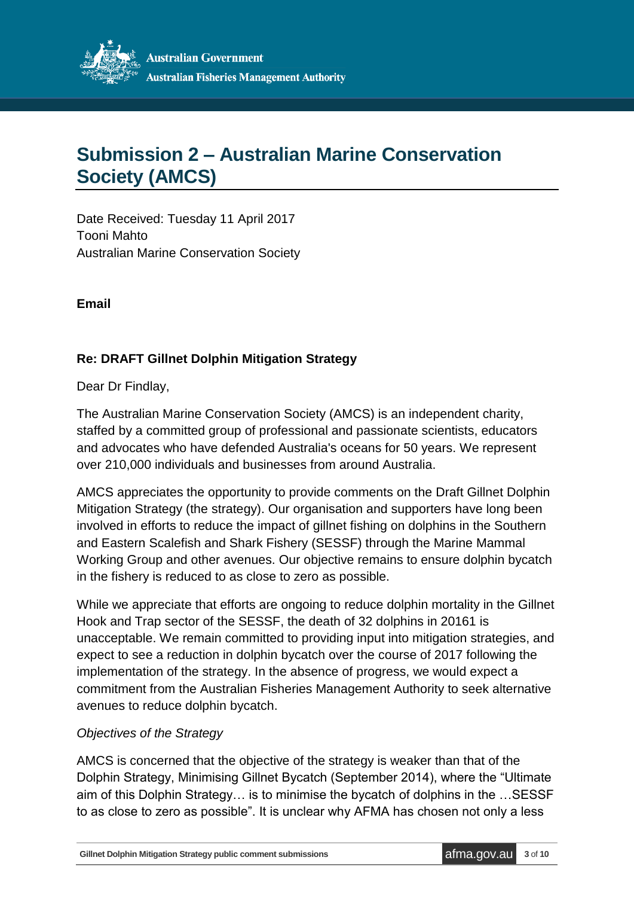# Submission 2 – Australian Marine Conservation Society (AMCS)

Date Received: Tuesday 11 April 2017
Tooni Mahto
Australian Marine Conservation Society

**Email**

**Re: DRAFT Gillnet Dolphin Mitigation Strategy**

Dear Dr Findlay,

The Australian Marine Conservation Society (AMCS) is an independent charity, staffed by a committed group of professional and passionate scientists, educators and advocates who have defended Australia's oceans for 50 years. We represent over 210,000 individuals and businesses from around Australia.

AMCS appreciates the opportunity to provide comments on the Draft Gillnet Dolphin Mitigation Strategy (the strategy). Our organisation and supporters have long been involved in efforts to reduce the impact of gillnet fishing on dolphins in the Southern and Eastern Scalefish and Shark Fishery (SESSF) through the Marine Mammal Working Group and other avenues. Our objective remains to ensure dolphin bycatch in the fishery is reduced to as close to zero as possible.

While we appreciate that efforts are ongoing to reduce dolphin mortality in the Gillnet Hook and Trap sector of the SESSF, the death of 32 dolphins in 2016[1] is unacceptable. We remain committed to providing input into mitigation strategies, and expect to see a reduction in dolphin bycatch over the course of 2017 following the implementation of the strategy. In the absence of progress, we would expect a commitment from the Australian Fisheries Management Authority to seek alternative avenues to reduce dolphin bycatch.

*Objectives of the Strategy*

AMCS is concerned that the objective of the strategy is weaker than that of the Dolphin Strategy, Minimising Gillnet Bycatch (September 2014), where the “Ultimate aim of this Dolphin Strategy… is to minimise the bycatch of dolphins in the …SESSF to as close to zero as possible”. It is unclear why AFMA has chosen not only a less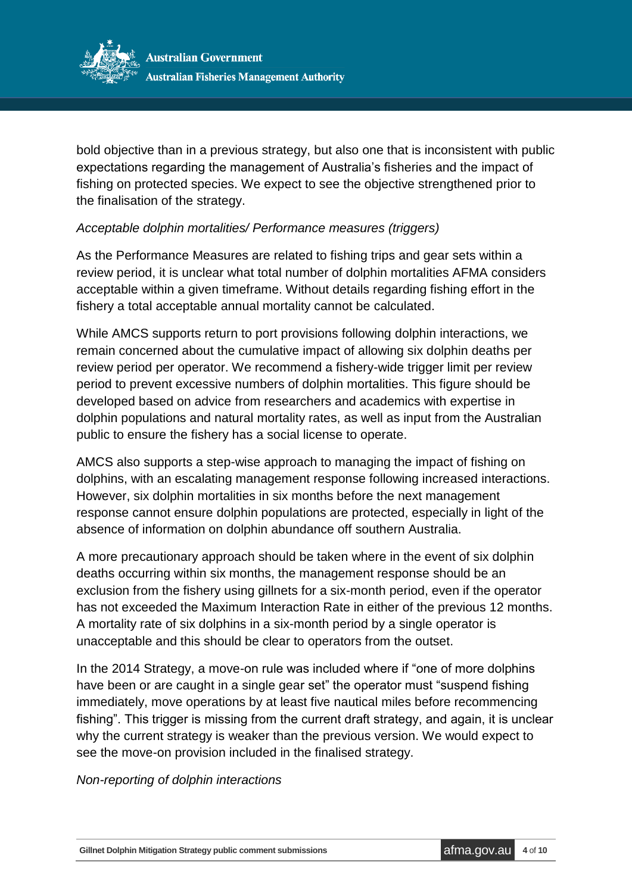bold objective than in a previous strategy, but also one that is inconsistent with public expectations regarding the management of Australia's fisheries and the impact of fishing on protected species. We expect to see the objective strengthened prior to the finalisation of the strategy.

*Acceptable dolphin mortalities/ Performance measures (triggers)*

As the Performance Measures are related to fishing trips and gear sets within a review period, it is unclear what total number of dolphin mortalities AFMA considers acceptable within a given timeframe. Without details regarding fishing effort in the fishery a total acceptable annual mortality cannot be calculated.

While AMCS supports return to port provisions following dolphin interactions, we remain concerned about the cumulative impact of allowing six dolphin deaths per review period per operator. We recommend a fishery-wide trigger limit per review period to prevent excessive numbers of dolphin mortalities. This figure should be developed based on advice from researchers and academics with expertise in dolphin populations and natural mortality rates, as well as input from the Australian public to ensure the fishery has a social license to operate.

AMCS also supports a step-wise approach to managing the impact of fishing on dolphins, with an escalating management response following increased interactions. However, six dolphin mortalities in six months before the next management response cannot ensure dolphin populations are protected, especially in light of the absence of information on dolphin abundance off southern Australia.

A more precautionary approach should be taken where in the event of six dolphin deaths occurring within six months, the management response should be an exclusion from the fishery using gillnets for a six-month period, even if the operator has not exceeded the Maximum Interaction Rate in either of the previous 12 months. A mortality rate of six dolphins in a six-month period by a single operator is unacceptable and this should be clear to operators from the outset.

In the 2014 Strategy, a move-on rule was included where if "one of more dolphins have been or are caught in a single gear set" the operator must "suspend fishing immediately, move operations by at least five nautical miles before recommencing fishing". This trigger is missing from the current draft strategy, and again, it is unclear why the current strategy is weaker than the previous version. We would expect to see the move-on provision included in the finalised strategy.

*Non-reporting of dolphin interactions*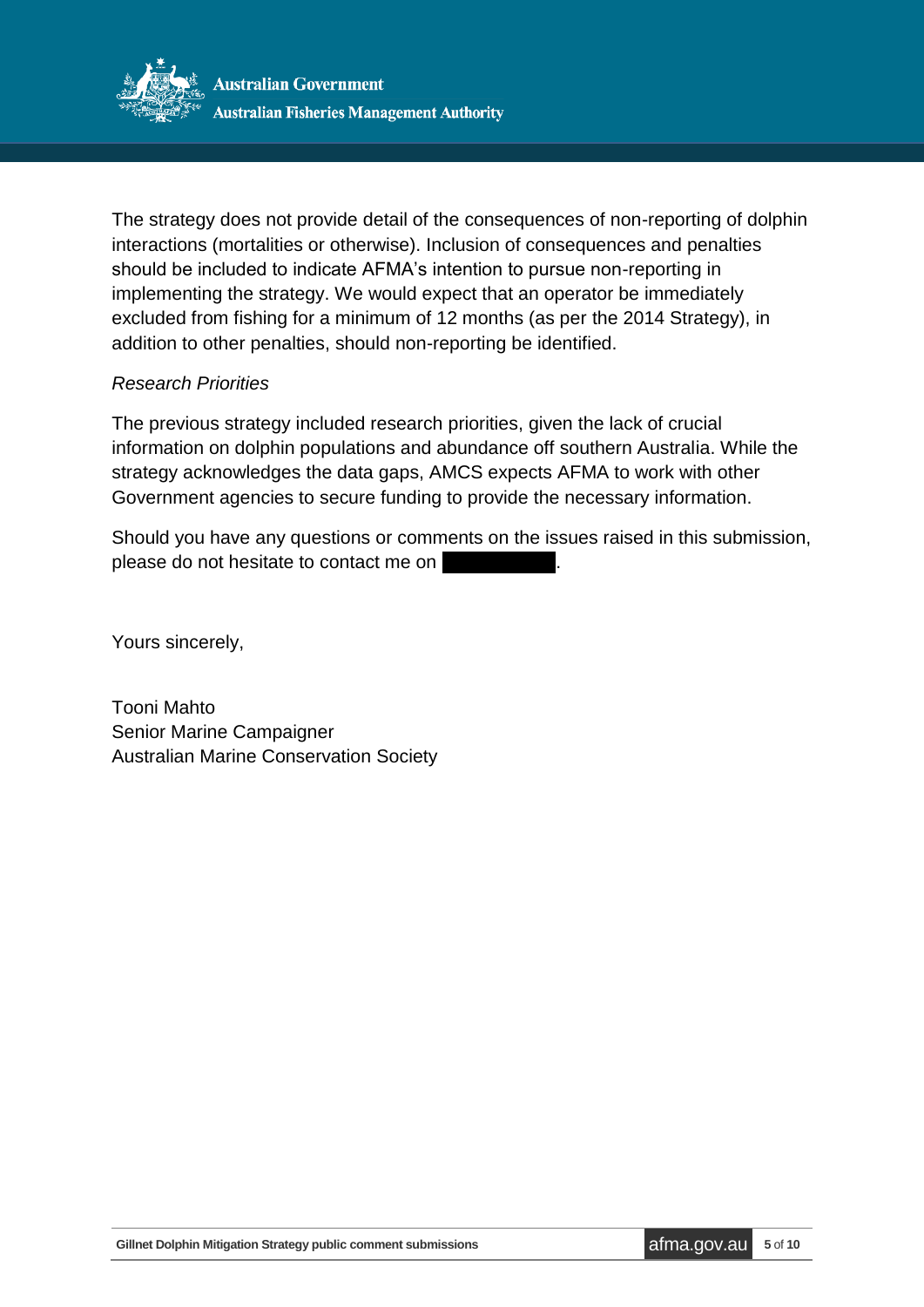The strategy does not provide detail of the consequences of non-reporting of dolphin interactions (mortalities or otherwise). Inclusion of consequences and penalties should be included to indicate AFMA's intention to pursue non-reporting in implementing the strategy. We would expect that an operator be immediately excluded from fishing for a minimum of 12 months (as per the 2014 Strategy), in addition to other penalties, should non-reporting be identified.

*Research Priorities*

The previous strategy included research priorities, given the lack of crucial information on dolphin populations and abundance off southern Australia. While the strategy acknowledges the data gaps, AMCS expects AFMA to work with other Government agencies to secure funding to provide the necessary information.

Should you have any questions or comments on the issues raised in this submission, please do not hesitate to contact me on [redacted].

Yours sincerely,

Tooni Mahto
Senior Marine Campaigner
Australian Marine Conservation Society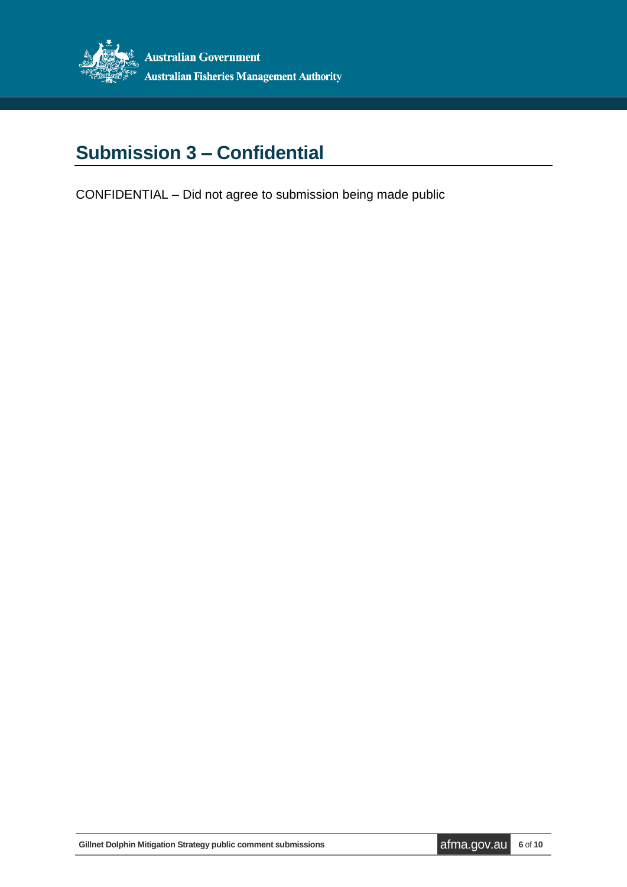# Submission 3 – Confidential

CONFIDENTIAL – Did not agree to submission being made public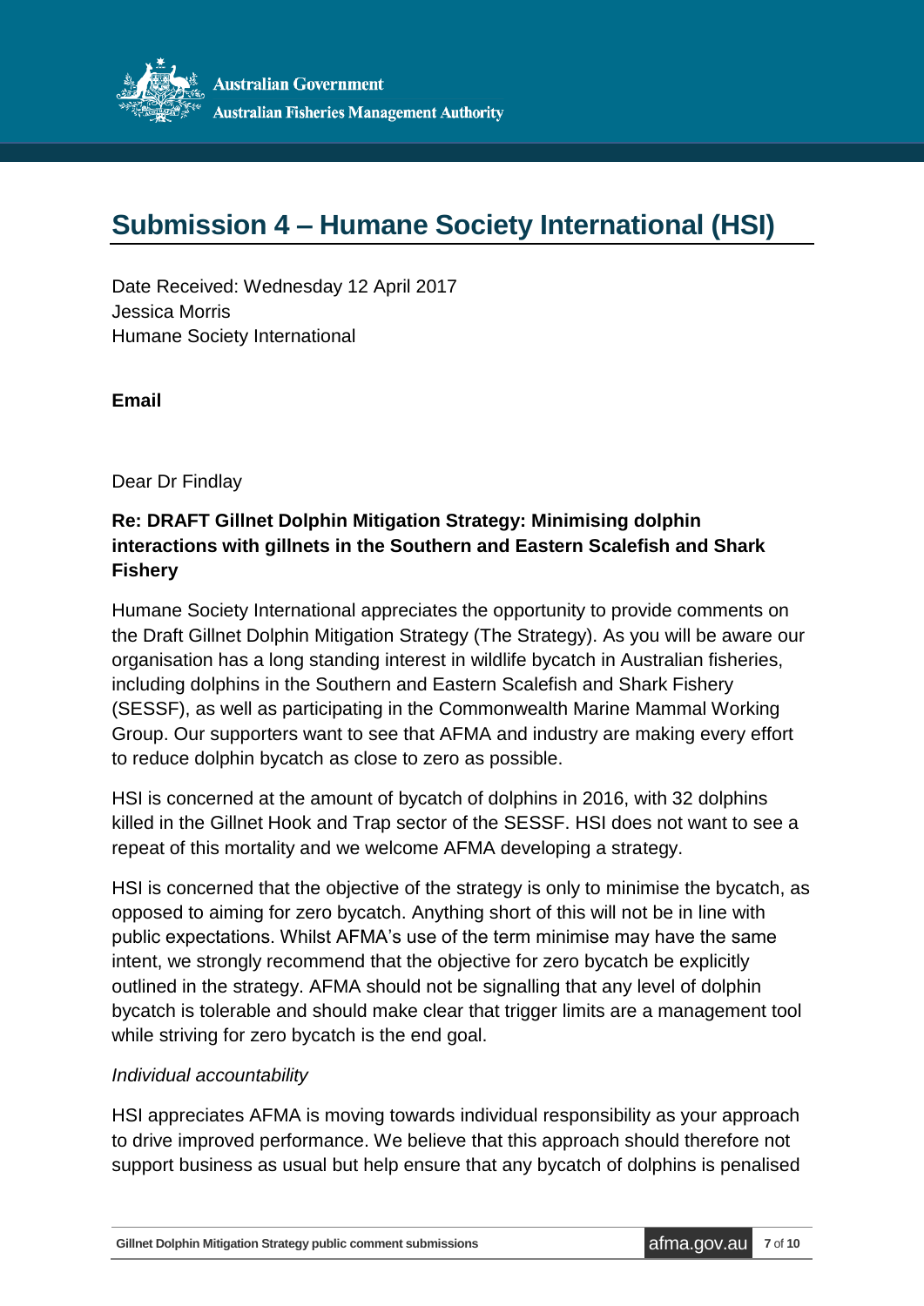# Submission 4 – Humane Society International (HSI)

Date Received: Wednesday 12 April 2017
Jessica Morris
Humane Society International

**Email**

Dear Dr Findlay

**Re: DRAFT Gillnet Dolphin Mitigation Strategy: Minimising dolphin interactions with gillnets in the Southern and Eastern Scalefish and Shark Fishery**

Humane Society International appreciates the opportunity to provide comments on the Draft Gillnet Dolphin Mitigation Strategy (The Strategy). As you will be aware our organisation has a long standing interest in wildlife bycatch in Australian fisheries, including dolphins in the Southern and Eastern Scalefish and Shark Fishery (SESSF), as well as participating in the Commonwealth Marine Mammal Working Group. Our supporters want to see that AFMA and industry are making every effort to reduce dolphin bycatch as close to zero as possible.

HSI is concerned at the amount of bycatch of dolphins in 2016, with 32 dolphins killed in the Gillnet Hook and Trap sector of the SESSF. HSI does not want to see a repeat of this mortality and we welcome AFMA developing a strategy.

HSI is concerned that the objective of the strategy is only to minimise the bycatch, as opposed to aiming for zero bycatch. Anything short of this will not be in line with public expectations. Whilst AFMA's use of the term minimise may have the same intent, we strongly recommend that the objective for zero bycatch be explicitly outlined in the strategy. AFMA should not be signalling that any level of dolphin bycatch is tolerable and should make clear that trigger limits are a management tool while striving for zero bycatch is the end goal.

*Individual accountability*

HSI appreciates AFMA is moving towards individual responsibility as your approach to drive improved performance. We believe that this approach should therefore not support business as usual but help ensure that any bycatch of dolphins is penalised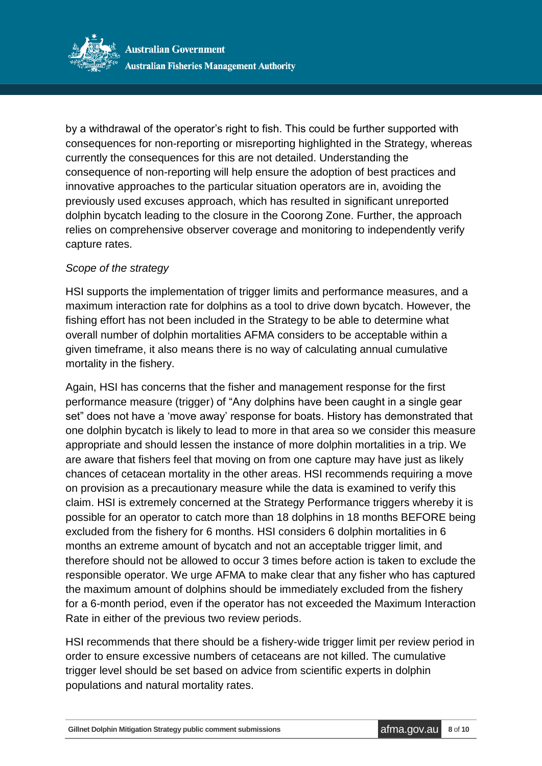by a withdrawal of the operator's right to fish. This could be further supported with consequences for non-reporting or misreporting highlighted in the Strategy, whereas currently the consequences for this are not detailed. Understanding the consequence of non-reporting will help ensure the adoption of best practices and innovative approaches to the particular situation operators are in, avoiding the previously used excuses approach, which has resulted in significant unreported dolphin bycatch leading to the closure in the Coorong Zone. Further, the approach relies on comprehensive observer coverage and monitoring to independently verify capture rates.

*Scope of the strategy*

HSI supports the implementation of trigger limits and performance measures, and a maximum interaction rate for dolphins as a tool to drive down bycatch. However, the fishing effort has not been included in the Strategy to be able to determine what overall number of dolphin mortalities AFMA considers to be acceptable within a given timeframe, it also means there is no way of calculating annual cumulative mortality in the fishery.

Again, HSI has concerns that the fisher and management response for the first performance measure (trigger) of "Any dolphins have been caught in a single gear set" does not have a 'move away' response for boats. History has demonstrated that one dolphin bycatch is likely to lead to more in that area so we consider this measure appropriate and should lessen the instance of more dolphin mortalities in a trip. We are aware that fishers feel that moving on from one capture may have just as likely chances of cetacean mortality in the other areas. HSI recommends requiring a move on provision as a precautionary measure while the data is examined to verify this claim. HSI is extremely concerned at the Strategy Performance triggers whereby it is possible for an operator to catch more than 18 dolphins in 18 months BEFORE being excluded from the fishery for 6 months. HSI considers 6 dolphin mortalities in 6 months an extreme amount of bycatch and not an acceptable trigger limit, and therefore should not be allowed to occur 3 times before action is taken to exclude the responsible operator. We urge AFMA to make clear that any fisher who has captured the maximum amount of dolphins should be immediately excluded from the fishery for a 6-month period, even if the operator has not exceeded the Maximum Interaction Rate in either of the previous two review periods.

HSI recommends that there should be a fishery-wide trigger limit per review period in order to ensure excessive numbers of cetaceans are not killed. The cumulative trigger level should be set based on advice from scientific experts in dolphin populations and natural mortality rates.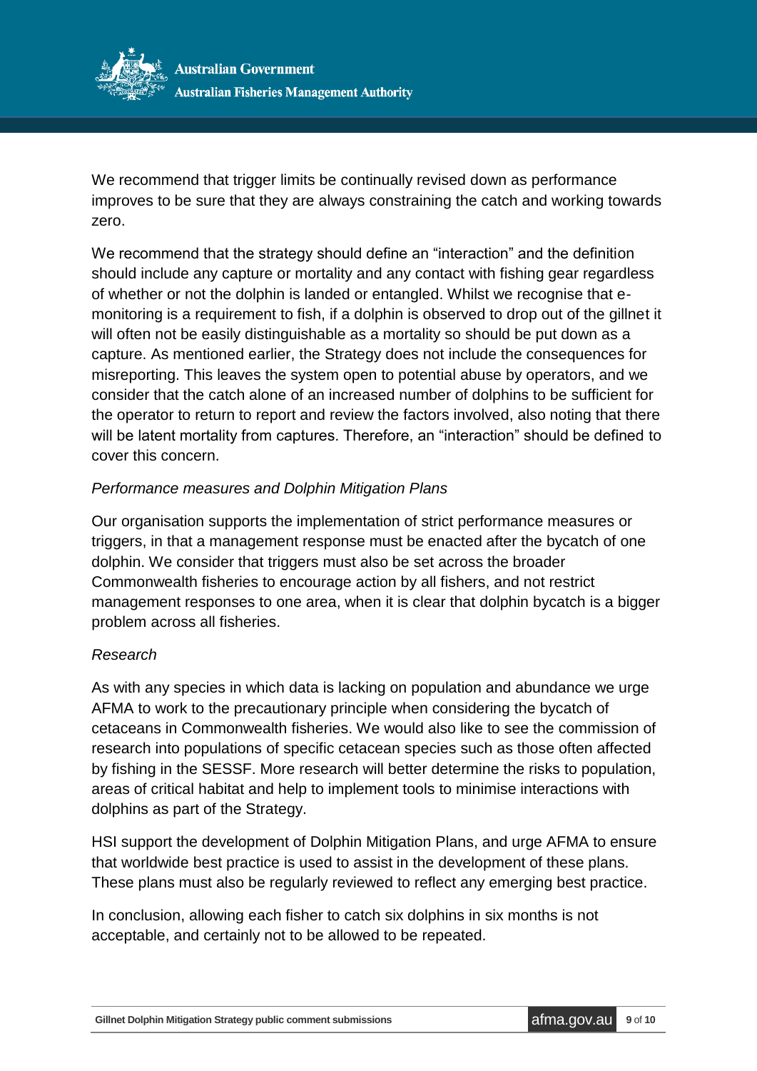We recommend that trigger limits be continually revised down as performance improves to be sure that they are always constraining the catch and working towards zero.

We recommend that the strategy should define an “interaction” and the definition should include any capture or mortality and any contact with fishing gear regardless of whether or not the dolphin is landed or entangled. Whilst we recognise that e-monitoring is a requirement to fish, if a dolphin is observed to drop out of the gillnet it will often not be easily distinguishable as a mortality so should be put down as a capture. As mentioned earlier, the Strategy does not include the consequences for misreporting. This leaves the system open to potential abuse by operators, and we consider that the catch alone of an increased number of dolphins to be sufficient for the operator to return to report and review the factors involved, also noting that there will be latent mortality from captures. Therefore, an “interaction” should be defined to cover this concern.

*Performance measures and Dolphin Mitigation Plans*

Our organisation supports the implementation of strict performance measures or triggers, in that a management response must be enacted after the bycatch of one dolphin. We consider that triggers must also be set across the broader Commonwealth fisheries to encourage action by all fishers, and not restrict management responses to one area, when it is clear that dolphin bycatch is a bigger problem across all fisheries.

*Research*

As with any species in which data is lacking on population and abundance we urge AFMA to work to the precautionary principle when considering the bycatch of cetaceans in Commonwealth fisheries. We would also like to see the commission of research into populations of specific cetacean species such as those often affected by fishing in the SESSF. More research will better determine the risks to population, areas of critical habitat and help to implement tools to minimise interactions with dolphins as part of the Strategy.

HSI support the development of Dolphin Mitigation Plans, and urge AFMA to ensure that worldwide best practice is used to assist in the development of these plans. These plans must also be regularly reviewed to reflect any emerging best practice.

In conclusion, allowing each fisher to catch six dolphins in six months is not acceptable, and certainly not to be allowed to be repeated.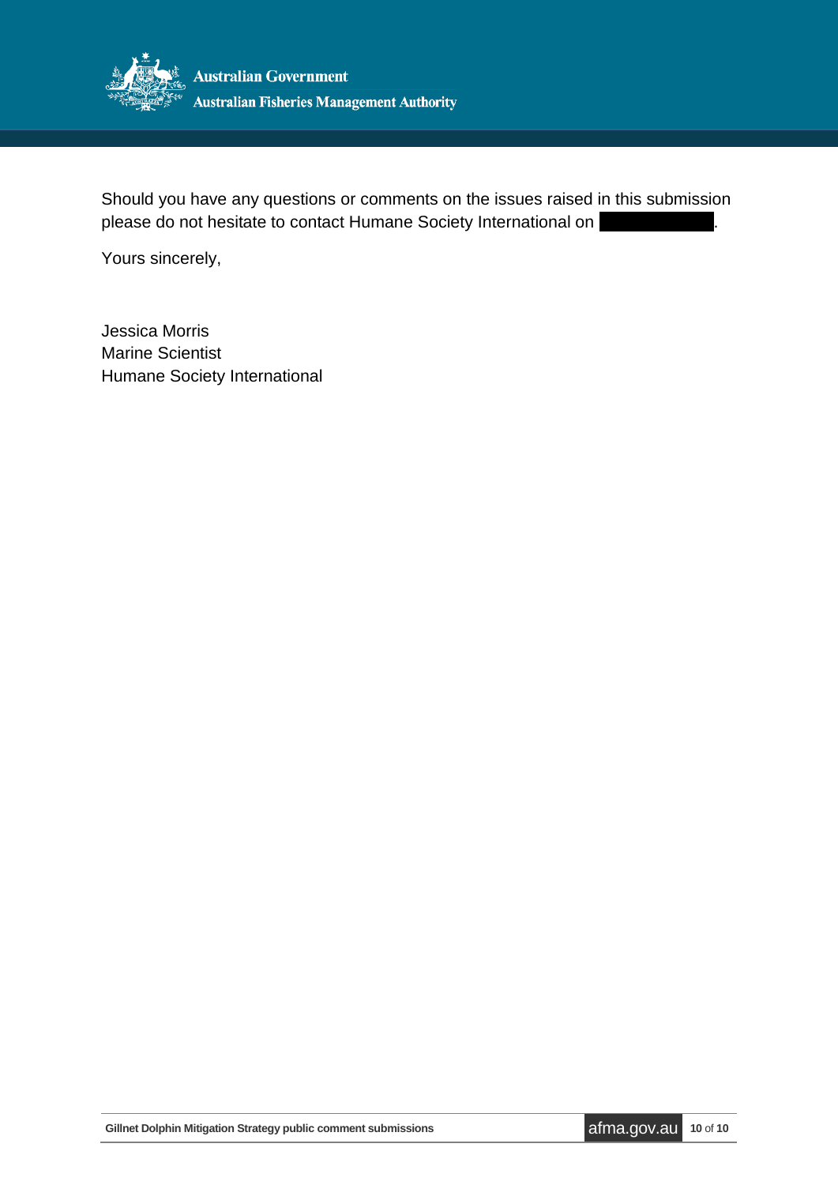Should you have any questions or comments on the issues raised in this submission please do not hesitate to contact Humane Society International on ██████████.

Yours sincerely,

Jessica Morris  
Marine Scientist  
Humane Society International